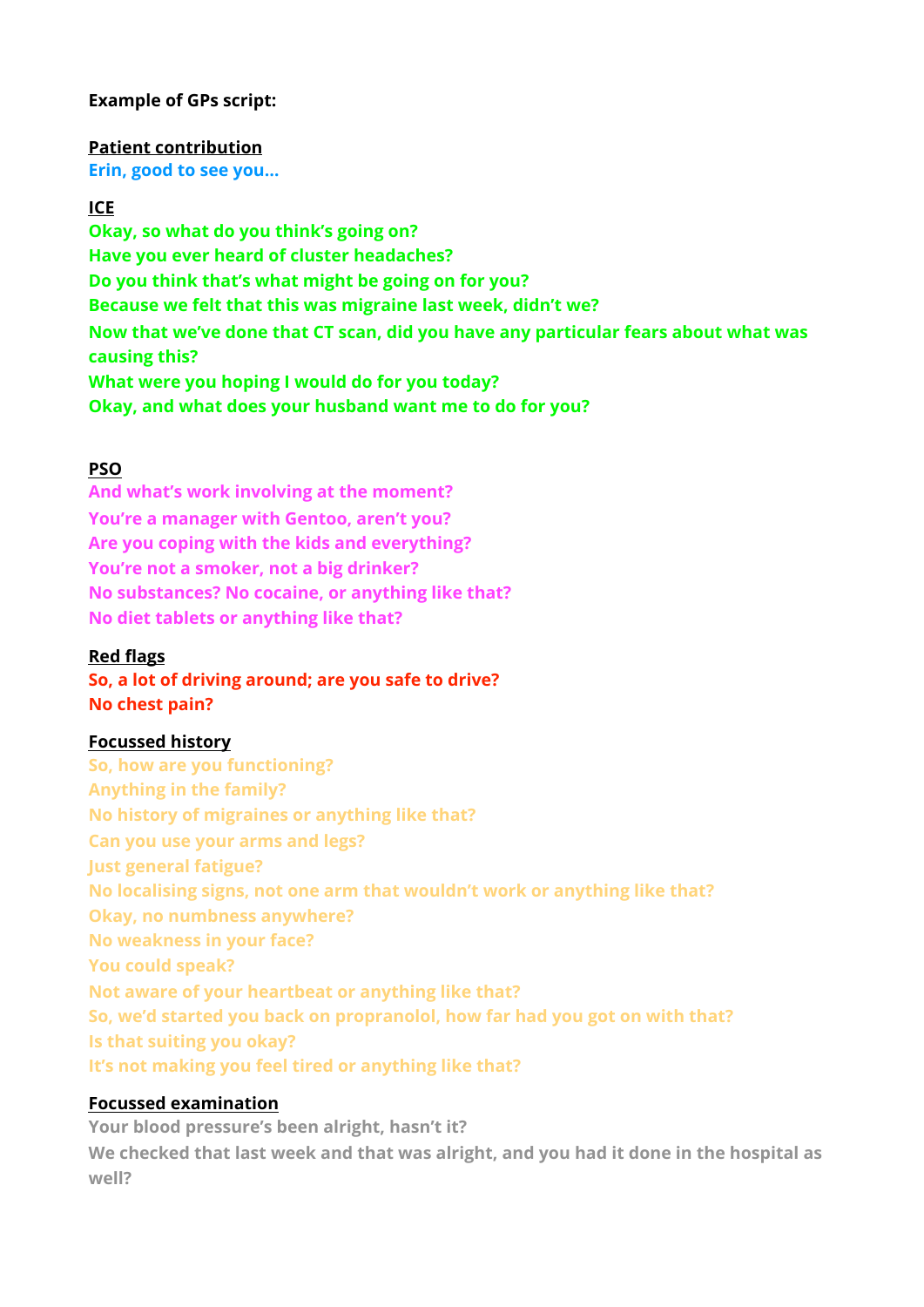**Example of GPs script:**

**Patient contribution**

**Erin, good to see you…**

**ICE**

**Okay, so what do you think's going on?**
**Have you ever heard of cluster headaches?**
**Do you think that's what might be going on for you?**
**Because we felt that this was migraine last week, didn't we?**
**Now that we've done that CT scan, did you have any particular fears about what was causing this?**
**What were you hoping I would do for you today?**
**Okay, and what does your husband want me to do for you?**

**PSO**

**And what's work involving at the moment?**
**You're a manager with Gentoo, aren't you?**
**Are you coping with the kids and everything?**
**You're not a smoker, not a big drinker?**
**No substances? No cocaine, or anything like that?**
**No diet tablets or anything like that?**

**Red flags**

**So, a lot of driving around; are you safe to drive?**
**No chest pain?**

**Focussed history**

**So, how are you functioning?**
**Anything in the family?**
**No history of migraines or anything like that?**
**Can you use your arms and legs?**
**Just general fatigue?**
**No localising signs, not one arm that wouldn't work or anything like that?**
**Okay, no numbness anywhere?**
**No weakness in your face?**
**You could speak?**
**Not aware of your heartbeat or anything like that?**
**So, we'd started you back on propranolol, how far had you got on with that?**
**Is that suiting you okay?**
**It's not making you feel tired or anything like that?**

**Focussed examination**

**Your blood pressure's been alright, hasn't it?**
**We checked that last week and that was alright, and you had it done in the hospital as well?**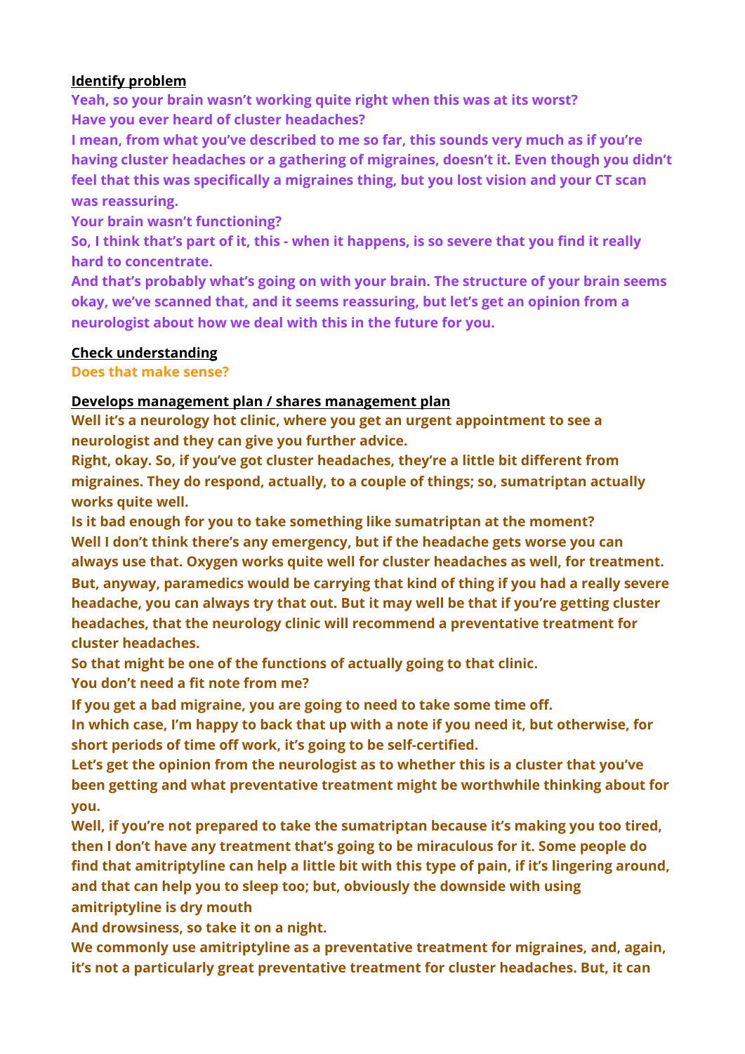**Identify problem**

**Yeah, so your brain wasn't working quite right when this was at its worst?**
**Have you ever heard of cluster headaches?**
**I mean, from what you've described to me so far, this sounds very much as if you're having cluster headaches or a gathering of migraines, doesn't it. Even though you didn't feel that this was specifically a migraines thing, but you lost vision and your CT scan was reassuring.**
**Your brain wasn't functioning?**
**So, I think that's part of it, this - when it happens, is so severe that you find it really hard to concentrate.**
**And that's probably what's going on with your brain. The structure of your brain seems okay, we've scanned that, and it seems reassuring, but let's get an opinion from a neurologist about how we deal with this in the future for you.**

**Check understanding**

**Does that make sense?**

**Develops management plan / shares management plan**

**Well it's a neurology hot clinic, where you get an urgent appointment to see a neurologist and they can give you further advice.**
**Right, okay. So, if you've got cluster headaches, they're a little bit different from migraines. They do respond, actually, to a couple of things; so, sumatriptan actually works quite well.**
**Is it bad enough for you to take something like sumatriptan at the moment?**
**Well I don't think there's any emergency, but if the headache gets worse you can always use that. Oxygen works quite well for cluster headaches as well, for treatment. But, anyway, paramedics would be carrying that kind of thing if you had a really severe headache, you can always try that out. But it may well be that if you're getting cluster headaches, that the neurology clinic will recommend a preventative treatment for cluster headaches.**
**So that might be one of the functions of actually going to that clinic.**
**You don't need a fit note from me?**
**If you get a bad migraine, you are going to need to take some time off.**
**In which case, I'm happy to back that up with a note if you need it, but otherwise, for short periods of time off work, it's going to be self-certified.**
**Let's get the opinion from the neurologist as to whether this is a cluster that you've been getting and what preventative treatment might be worthwhile thinking about for you.**
**Well, if you're not prepared to take the sumatriptan because it's making you too tired, then I don't have any treatment that's going to be miraculous for it. Some people do find that amitriptyline can help a little bit with this type of pain, if it's lingering around, and that can help you to sleep too; but, obviously the downside with using amitriptyline is dry mouth**
**And drowsiness, so take it on a night.**
**We commonly use amitriptyline as a preventative treatment for migraines, and, again, it's not a particularly great preventative treatment for cluster headaches. But, it can**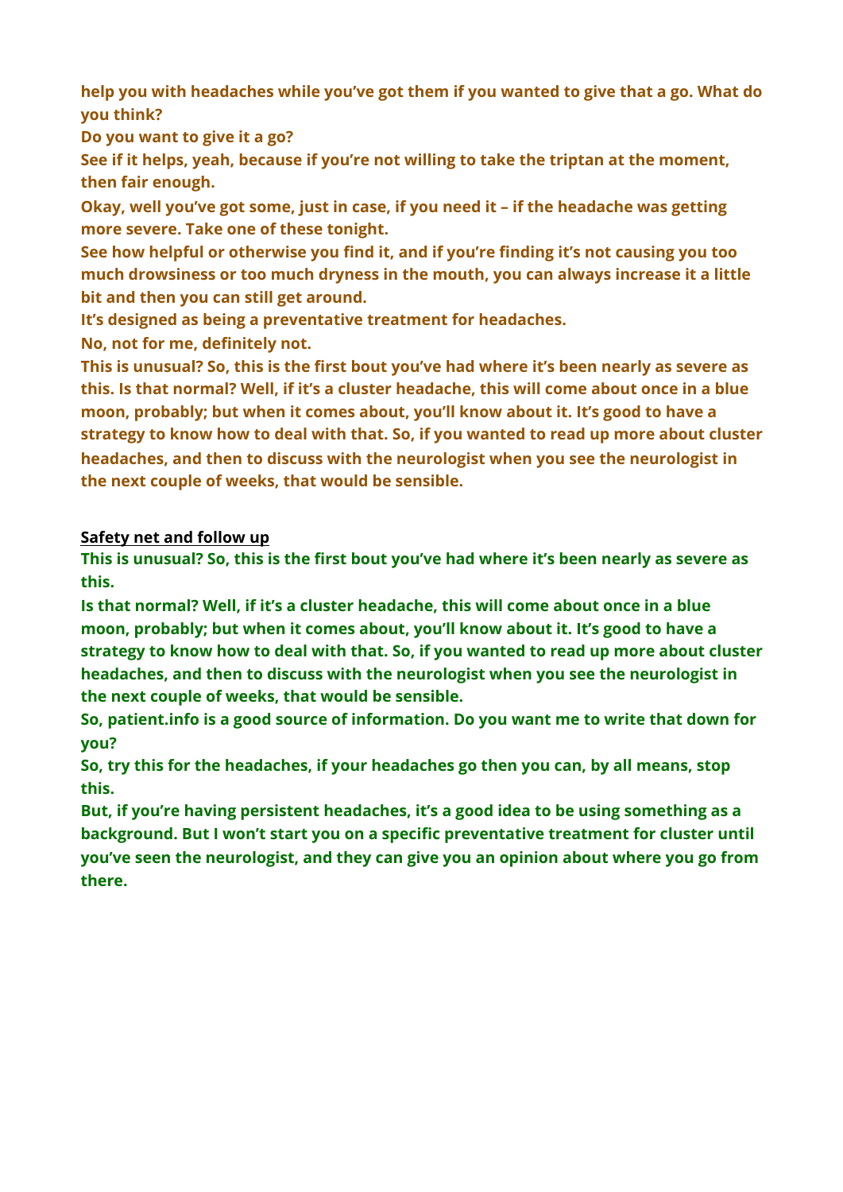**help you with headaches while you've got them if you wanted to give that a go. What do you think?**

**Do you want to give it a go?**

**See if it helps, yeah, because if you're not willing to take the triptan at the moment, then fair enough.**

**Okay, well you've got some, just in case, if you need it – if the headache was getting more severe. Take one of these tonight.**

**See how helpful or otherwise you find it, and if you're finding it's not causing you too much drowsiness or too much dryness in the mouth, you can always increase it a little bit and then you can still get around.**

**It's designed as being a preventative treatment for headaches.**

**No, not for me, definitely not.**

**This is unusual? So, this is the first bout you've had where it's been nearly as severe as this. Is that normal? Well, if it's a cluster headache, this will come about once in a blue moon, probably; but when it comes about, you'll know about it. It's good to have a strategy to know how to deal with that. So, if you wanted to read up more about cluster headaches, and then to discuss with the neurologist when you see the neurologist in the next couple of weeks, that would be sensible.**

**Safety net and follow up**

**This is unusual? So, this is the first bout you've had where it's been nearly as severe as this.**

**Is that normal? Well, if it's a cluster headache, this will come about once in a blue moon, probably; but when it comes about, you'll know about it. It's good to have a strategy to know how to deal with that. So, if you wanted to read up more about cluster headaches, and then to discuss with the neurologist when you see the neurologist in the next couple of weeks, that would be sensible.**

**So, patient.info is a good source of information. Do you want me to write that down for you?**

**So, try this for the headaches, if your headaches go then you can, by all means, stop this.**

**But, if you're having persistent headaches, it's a good idea to be using something as a background. But I won't start you on a specific preventative treatment for cluster until you've seen the neurologist, and they can give you an opinion about where you go from there.**